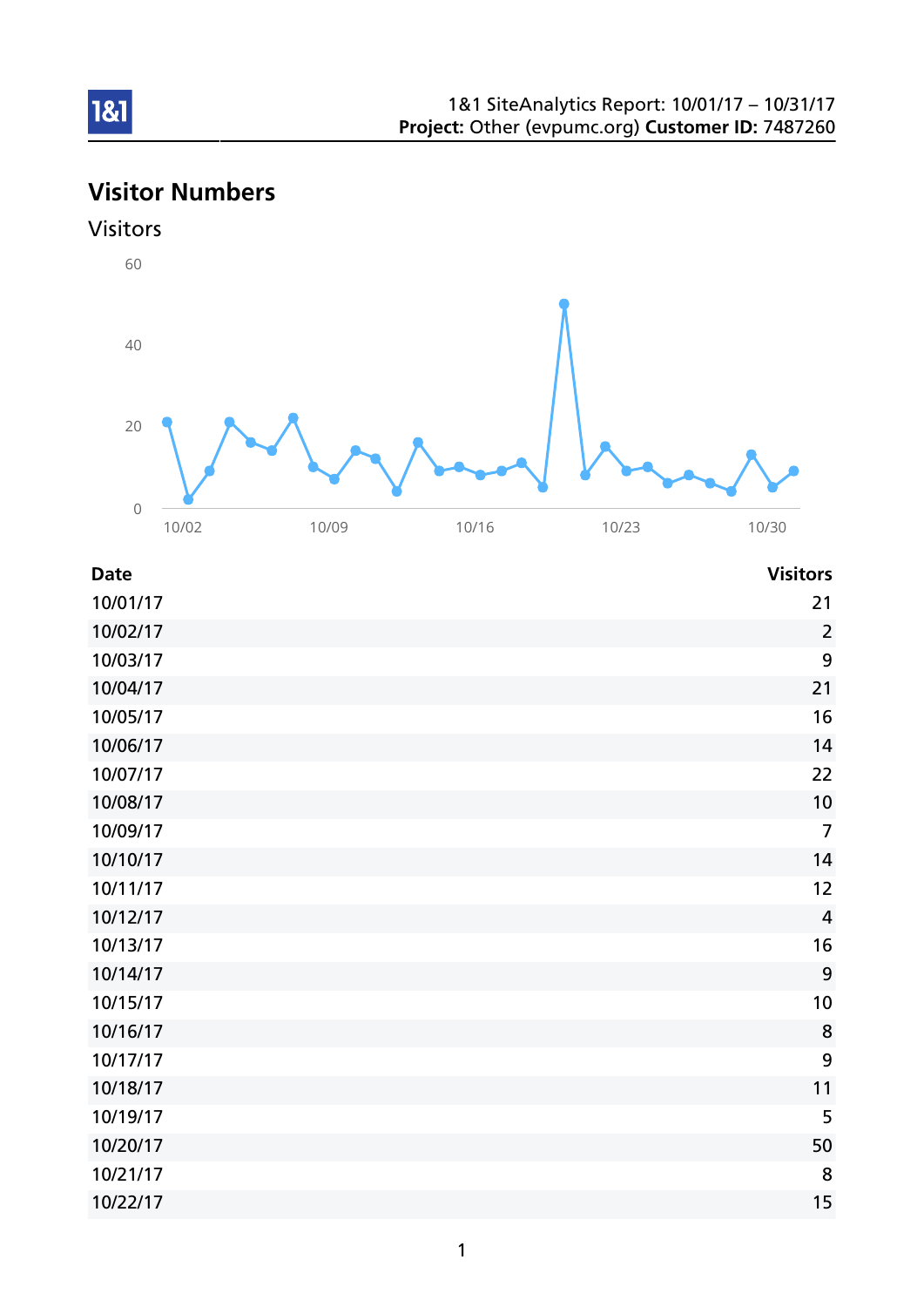1&1 SiteAnalytics Report: 10/01/17 – 10/31/17
**Project:** Other (evpumc.org) **Customer ID:** 7487260

# Visitor Numbers

## Visitors

| Date | Visitors |
|---|---|
| 10/01/17 | 21 |
| 10/02/17 | 2 |
| 10/03/17 | 9 |
| 10/04/17 | 21 |
| 10/05/17 | 16 |
| 10/06/17 | 14 |
| 10/07/17 | 22 |
| 10/08/17 | 10 |
| 10/09/17 | 7 |
| 10/10/17 | 14 |
| 10/11/17 | 12 |
| 10/12/17 | 4 |
| 10/13/17 | 16 |
| 10/14/17 | 9 |
| 10/15/17 | 10 |
| 10/16/17 | 8 |
| 10/17/17 | 9 |
| 10/18/17 | 11 |
| 10/19/17 | 5 |
| 10/20/17 | 50 |
| 10/21/17 | 8 |
| 10/22/17 | 15 |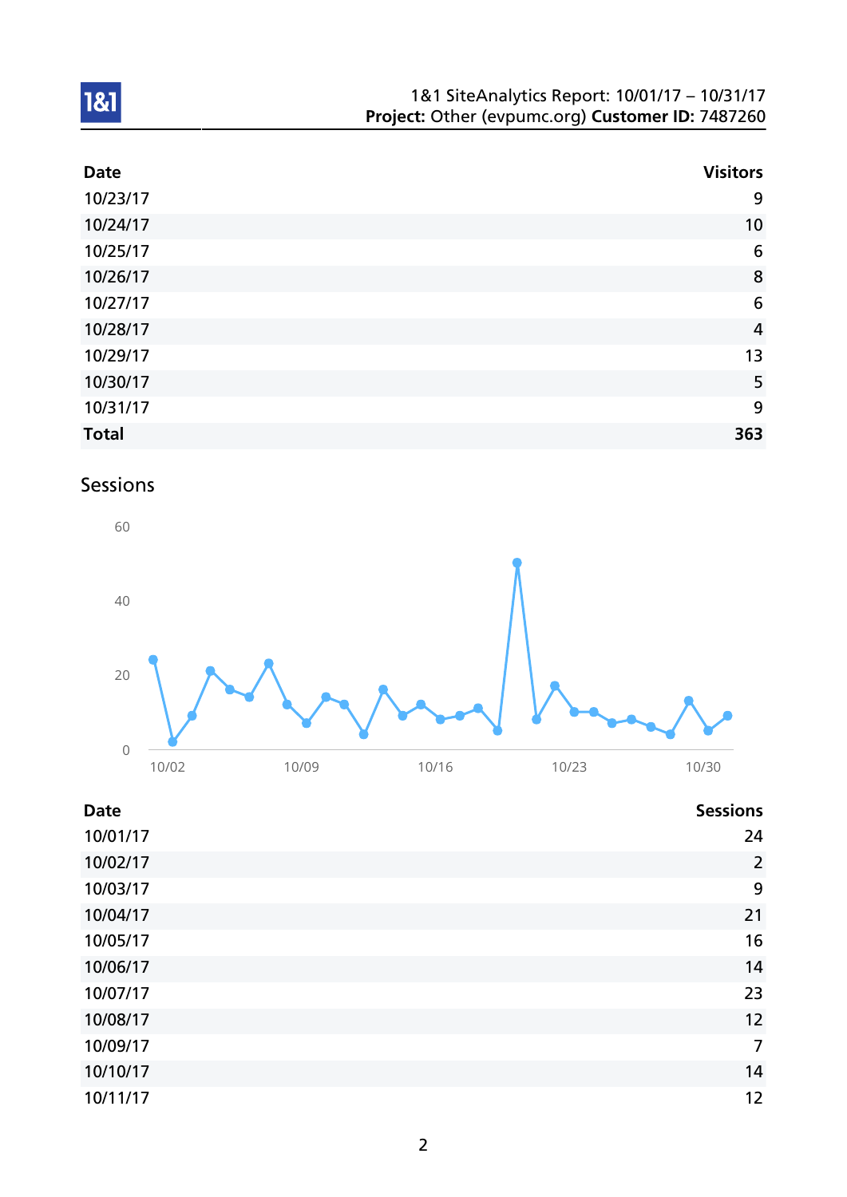| Date | Visitors |
|---|---|
| 10/23/17 | 9 |
| 10/24/17 | 10 |
| 10/25/17 | 6 |
| 10/26/17 | 8 |
| 10/27/17 | 6 |
| 10/28/17 | 4 |
| 10/29/17 | 13 |
| 10/30/17 | 5 |
| 10/31/17 | 9 |
| **Total** | **363** |

## Sessions

| Date | Sessions |
|---|---|
| 10/01/17 | 24 |
| 10/02/17 | 2 |
| 10/03/17 | 9 |
| 10/04/17 | 21 |
| 10/05/17 | 16 |
| 10/06/17 | 14 |
| 10/07/17 | 23 |
| 10/08/17 | 12 |
| 10/09/17 | 7 |
| 10/10/17 | 14 |
| 10/11/17 | 12 |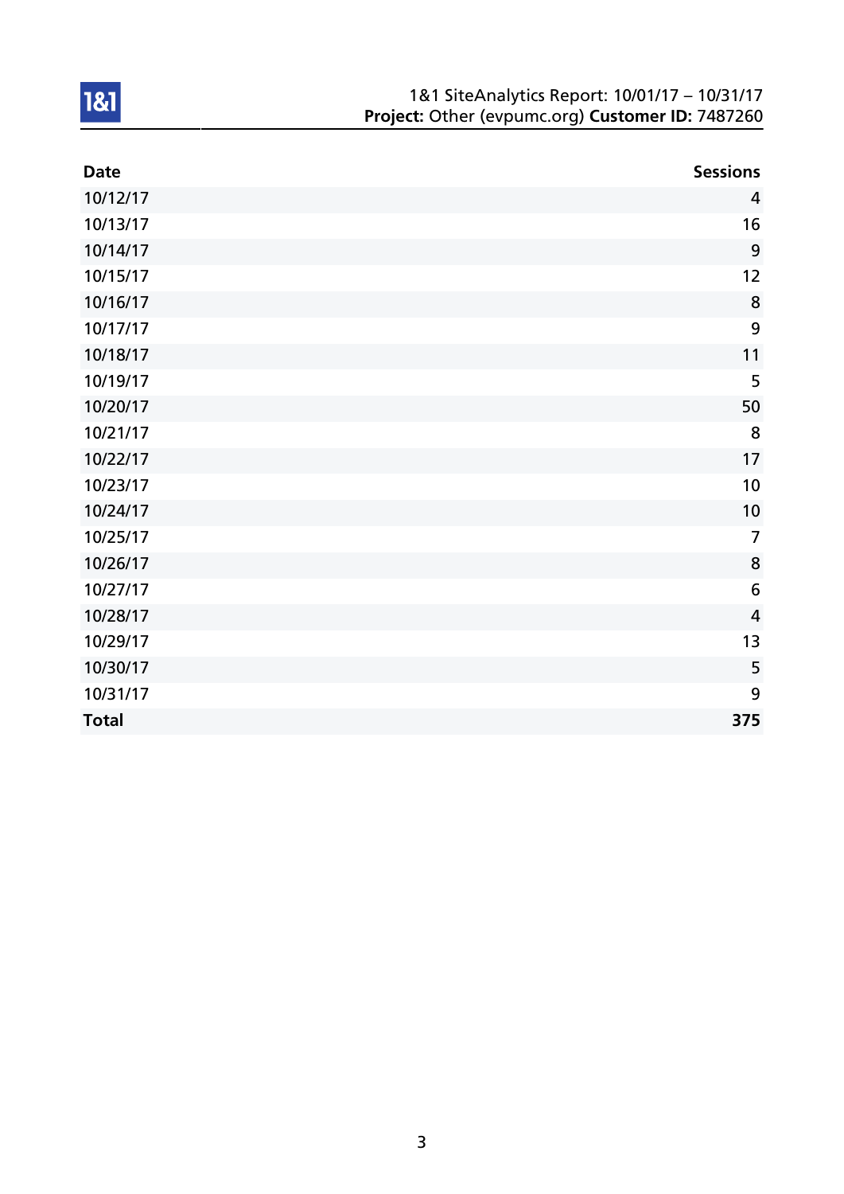| Date | Sessions |
|---|---|
| 10/12/17 | 4 |
| 10/13/17 | 16 |
| 10/14/17 | 9 |
| 10/15/17 | 12 |
| 10/16/17 | 8 |
| 10/17/17 | 9 |
| 10/18/17 | 11 |
| 10/19/17 | 5 |
| 10/20/17 | 50 |
| 10/21/17 | 8 |
| 10/22/17 | 17 |
| 10/23/17 | 10 |
| 10/24/17 | 10 |
| 10/25/17 | 7 |
| 10/26/17 | 8 |
| 10/27/17 | 6 |
| 10/28/17 | 4 |
| 10/29/17 | 13 |
| 10/30/17 | 5 |
| 10/31/17 | 9 |
| **Total** | **375** |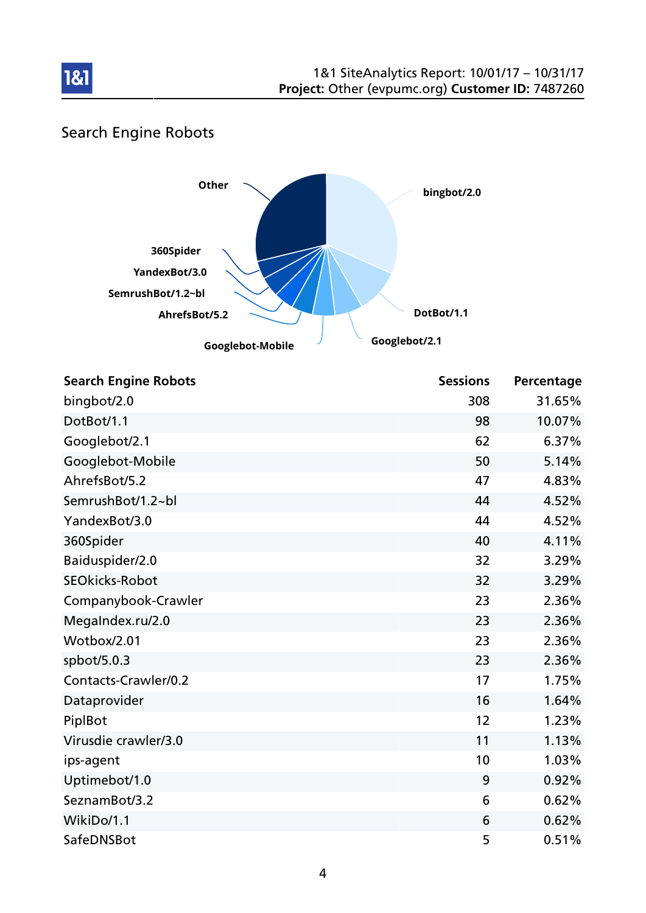## Search Engine Robots

| Search Engine Robots | Sessions | Percentage |
|---|---|---|
| bingbot/2.0 | 308 | 31.65% |
| DotBot/1.1 | 98 | 10.07% |
| Googlebot/2.1 | 62 | 6.37% |
| Googlebot-Mobile | 50 | 5.14% |
| AhrefsBot/5.2 | 47 | 4.83% |
| SemrushBot/1.2~bl | 44 | 4.52% |
| YandexBot/3.0 | 44 | 4.52% |
| 360Spider | 40 | 4.11% |
| Baiduspider/2.0 | 32 | 3.29% |
| SEOkicks-Robot | 32 | 3.29% |
| Companybook-Crawler | 23 | 2.36% |
| MegaIndex.ru/2.0 | 23 | 2.36% |
| Wotbox/2.01 | 23 | 2.36% |
| spbot/5.0.3 | 23 | 2.36% |
| Contacts-Crawler/0.2 | 17 | 1.75% |
| Dataprovider | 16 | 1.64% |
| PiplBot | 12 | 1.23% |
| Virusdie crawler/3.0 | 11 | 1.13% |
| ips-agent | 10 | 1.03% |
| Uptimebot/1.0 | 9 | 0.92% |
| SeznamBot/3.2 | 6 | 0.62% |
| WikiDo/1.1 | 6 | 0.62% |
| SafeDNSBot | 5 | 0.51% |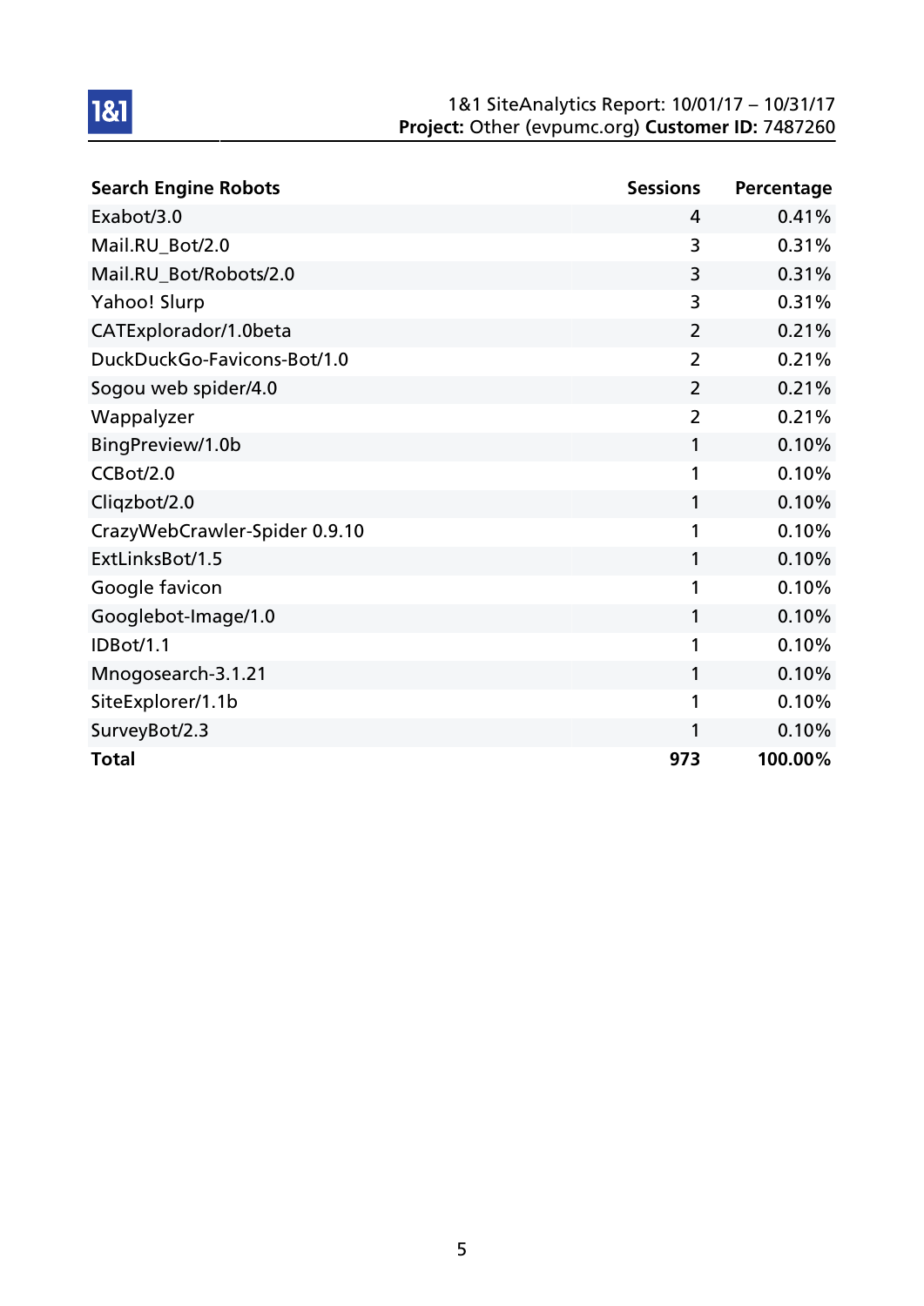| Search Engine Robots | Sessions | Percentage |
| --- | --- | --- |
| Exabot/3.0 | 4 | 0.41% |
| Mail.RU_Bot/2.0 | 3 | 0.31% |
| Mail.RU_Bot/Robots/2.0 | 3 | 0.31% |
| Yahoo! Slurp | 3 | 0.31% |
| CATExplorador/1.0beta | 2 | 0.21% |
| DuckDuckGo-Favicons-Bot/1.0 | 2 | 0.21% |
| Sogou web spider/4.0 | 2 | 0.21% |
| Wappalyzer | 2 | 0.21% |
| BingPreview/1.0b | 1 | 0.10% |
| CCBot/2.0 | 1 | 0.10% |
| Cliqzbot/2.0 | 1 | 0.10% |
| CrazyWebCrawler-Spider 0.9.10 | 1 | 0.10% |
| ExtLinksBot/1.5 | 1 | 0.10% |
| Google favicon | 1 | 0.10% |
| Googlebot-Image/1.0 | 1 | 0.10% |
| IDBot/1.1 | 1 | 0.10% |
| Mnogosearch-3.1.21 | 1 | 0.10% |
| SiteExplorer/1.1b | 1 | 0.10% |
| SurveyBot/2.3 | 1 | 0.10% |
| **Total** | **973** | **100.00%** |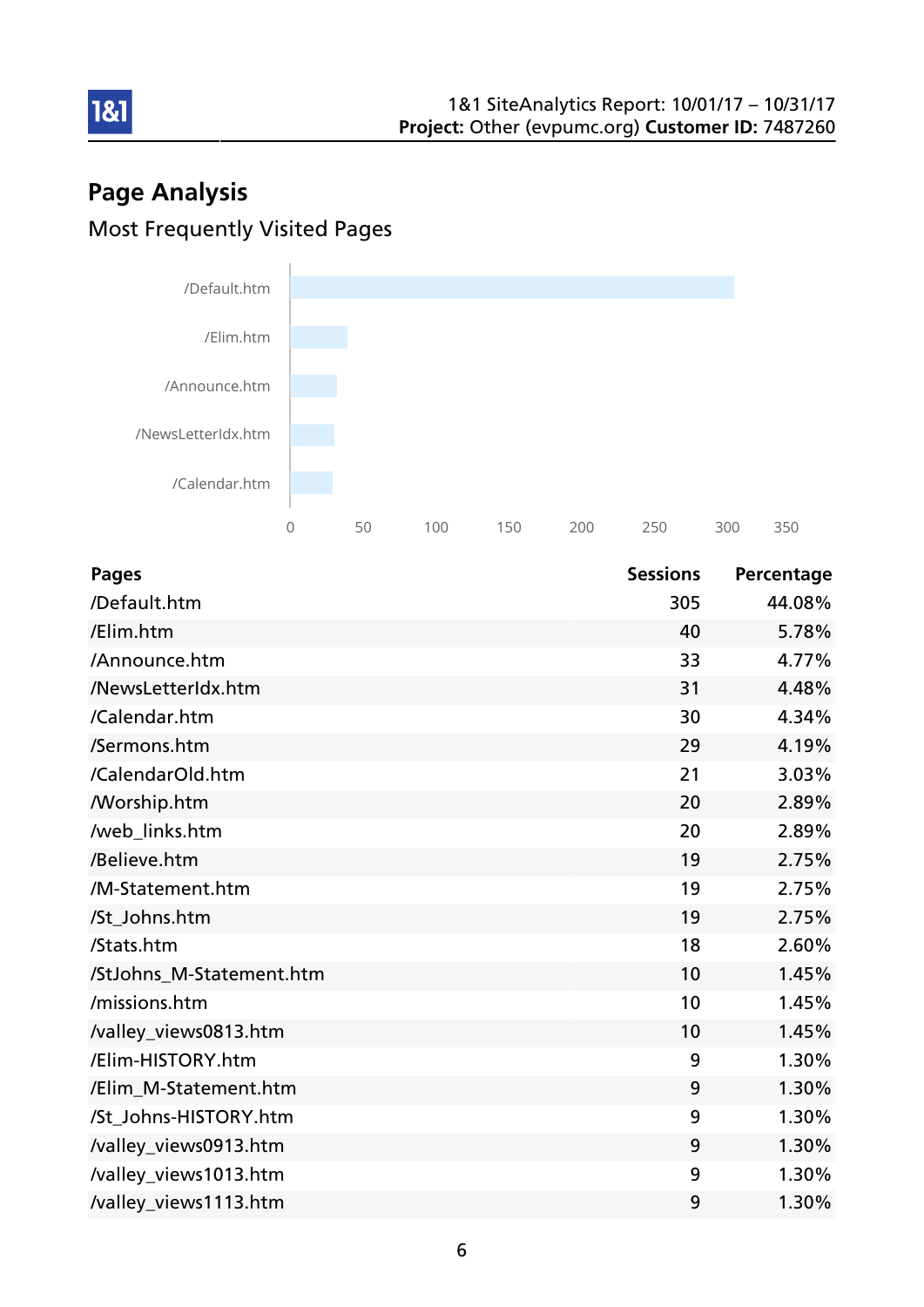## Page Analysis

### Most Frequently Visited Pages

| Pages | Sessions | Percentage |
|---|---|---|
| /Default.htm | 305 | 44.08% |
| /Elim.htm | 40 | 5.78% |
| /Announce.htm | 33 | 4.77% |
| /NewsLetterIdx.htm | 31 | 4.48% |
| /Calendar.htm | 30 | 4.34% |
| /Sermons.htm | 29 | 4.19% |
| /CalendarOld.htm | 21 | 3.03% |
| /Worship.htm | 20 | 2.89% |
| /web_links.htm | 20 | 2.89% |
| /Believe.htm | 19 | 2.75% |
| /M-Statement.htm | 19 | 2.75% |
| /St_Johns.htm | 19 | 2.75% |
| /Stats.htm | 18 | 2.60% |
| /StJohns_M-Statement.htm | 10 | 1.45% |
| /missions.htm | 10 | 1.45% |
| /valley_views0813.htm | 10 | 1.45% |
| /Elim-HISTORY.htm | 9 | 1.30% |
| /Elim_M-Statement.htm | 9 | 1.30% |
| /St_Johns-HISTORY.htm | 9 | 1.30% |
| /valley_views0913.htm | 9 | 1.30% |
| /valley_views1013.htm | 9 | 1.30% |
| /valley_views1113.htm | 9 | 1.30% |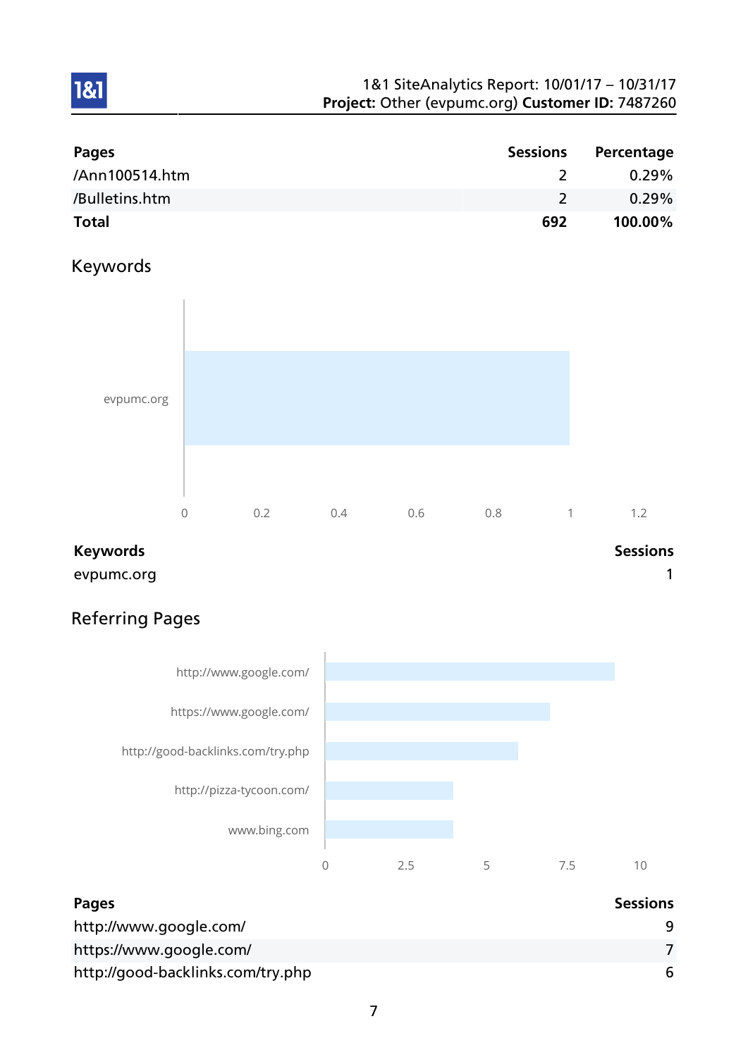| Pages | Sessions | Percentage |
| --- | --- | --- |
| /Ann100514.htm | 2 | 0.29% |
| /Bulletins.htm | 2 | 0.29% |
| **Total** | **692** | **100.00%** |

## Keywords

| Keywords | Sessions |
| --- | --- |
| evpumc.org | 1 |

## Referring Pages

| Pages | Sessions |
| --- | --- |
| http://www.google.com/ | 9 |
| https://www.google.com/ | 7 |
| http://good-backlinks.com/try.php | 6 |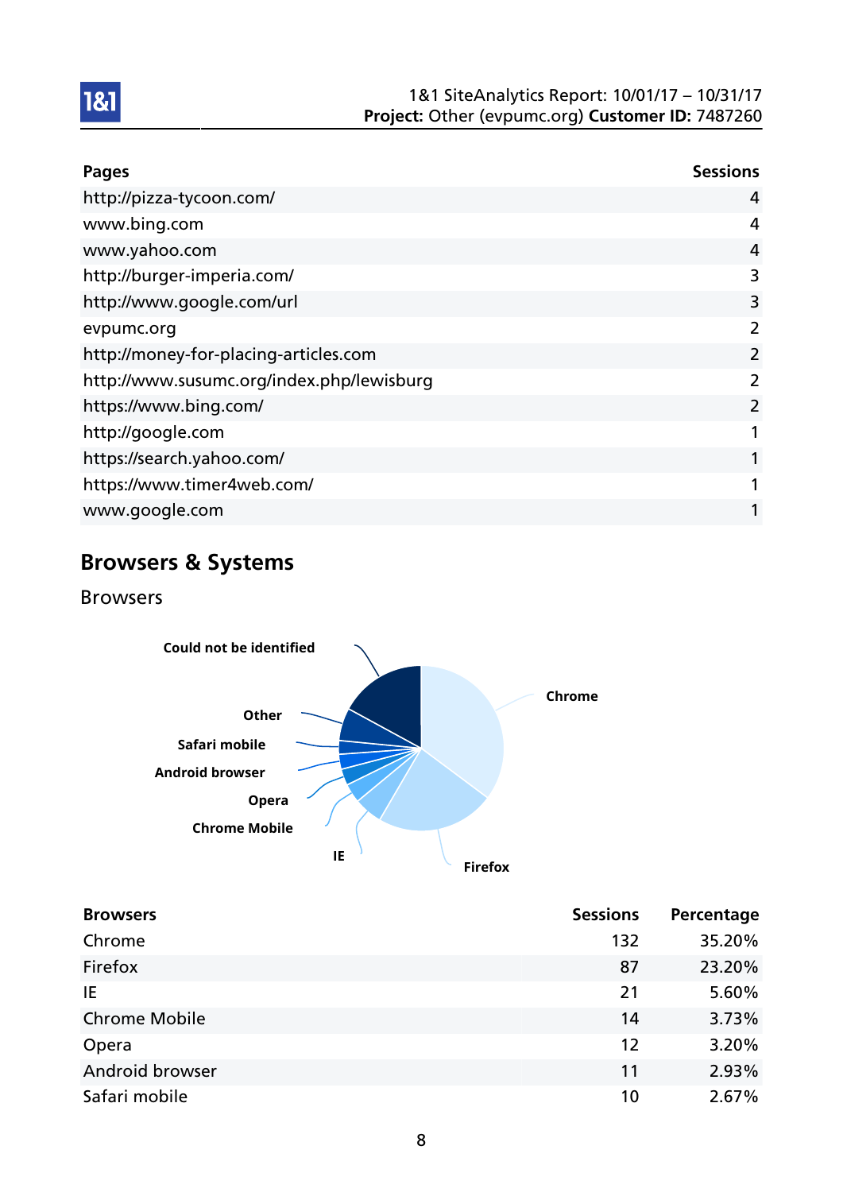| Pages | Sessions |
|---|---|
| http://pizza-tycoon.com/ | 4 |
| www.bing.com | 4 |
| www.yahoo.com | 4 |
| http://burger-imperia.com/ | 3 |
| http://www.google.com/url | 3 |
| evpumc.org | 2 |
| http://money-for-placing-articles.com | 2 |
| http://www.susumc.org/index.php/lewisburg | 2 |
| https://www.bing.com/ | 2 |
| http://google.com | 1 |
| https://search.yahoo.com/ | 1 |
| https://www.timer4web.com/ | 1 |
| www.google.com | 1 |

## Browsers & Systems

### Browsers

| Browsers | Sessions | Percentage |
|---|---|---|
| Chrome | 132 | 35.20% |
| Firefox | 87 | 23.20% |
| IE | 21 | 5.60% |
| Chrome Mobile | 14 | 3.73% |
| Opera | 12 | 3.20% |
| Android browser | 11 | 2.93% |
| Safari mobile | 10 | 2.67% |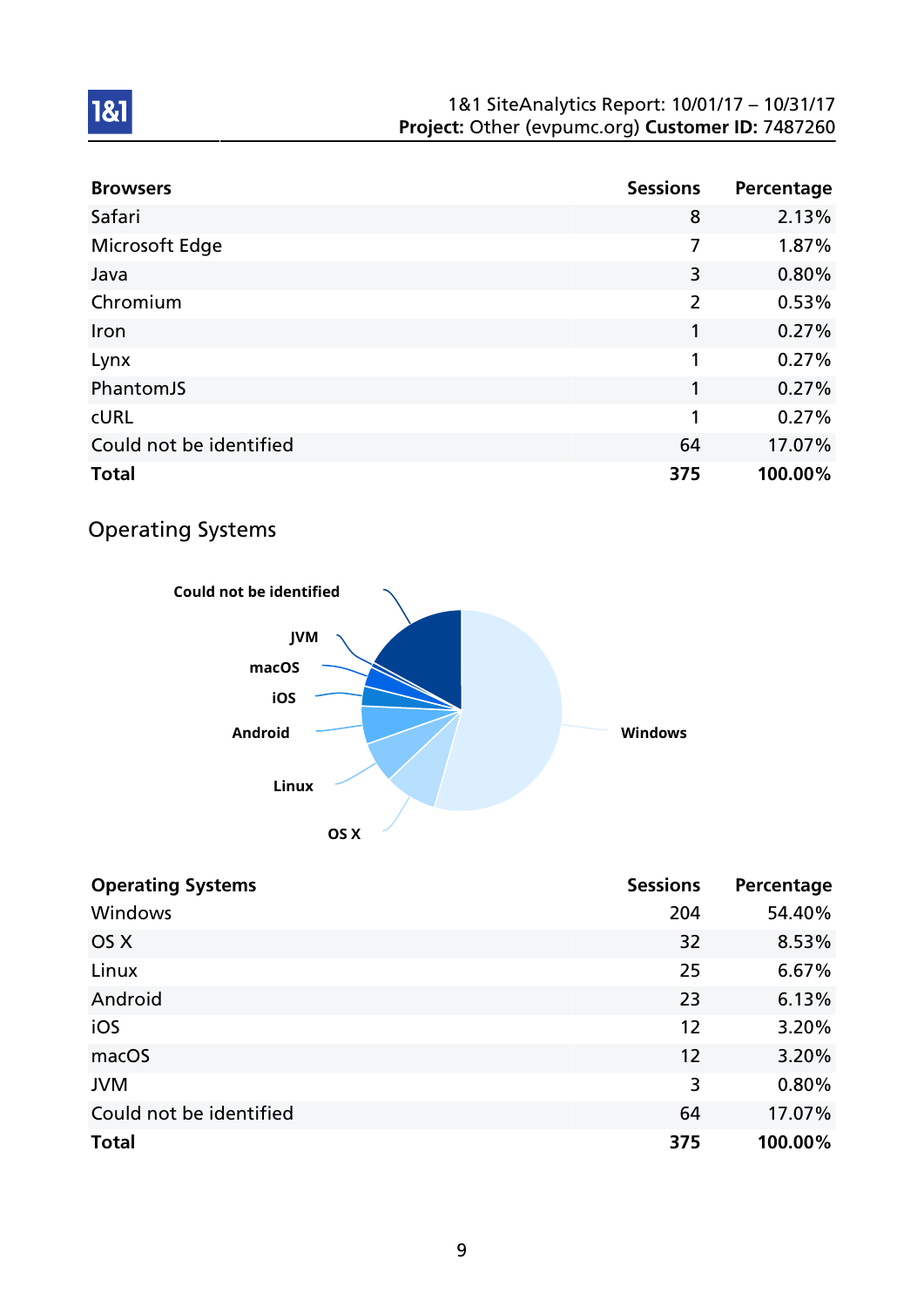| Browsers | Sessions | Percentage |
|---|---|---|
| Safari | 8 | 2.13% |
| Microsoft Edge | 7 | 1.87% |
| Java | 3 | 0.80% |
| Chromium | 2 | 0.53% |
| Iron | 1 | 0.27% |
| Lynx | 1 | 0.27% |
| PhantomJS | 1 | 0.27% |
| cURL | 1 | 0.27% |
| Could not be identified | 64 | 17.07% |
| **Total** | **375** | **100.00%** |

## Operating Systems

| Operating Systems | Sessions | Percentage |
|---|---|---|
| Windows | 204 | 54.40% |
| OS X | 32 | 8.53% |
| Linux | 25 | 6.67% |
| Android | 23 | 6.13% |
| iOS | 12 | 3.20% |
| macOS | 12 | 3.20% |
| JVM | 3 | 0.80% |
| Could not be identified | 64 | 17.07% |
| **Total** | **375** | **100.00%** |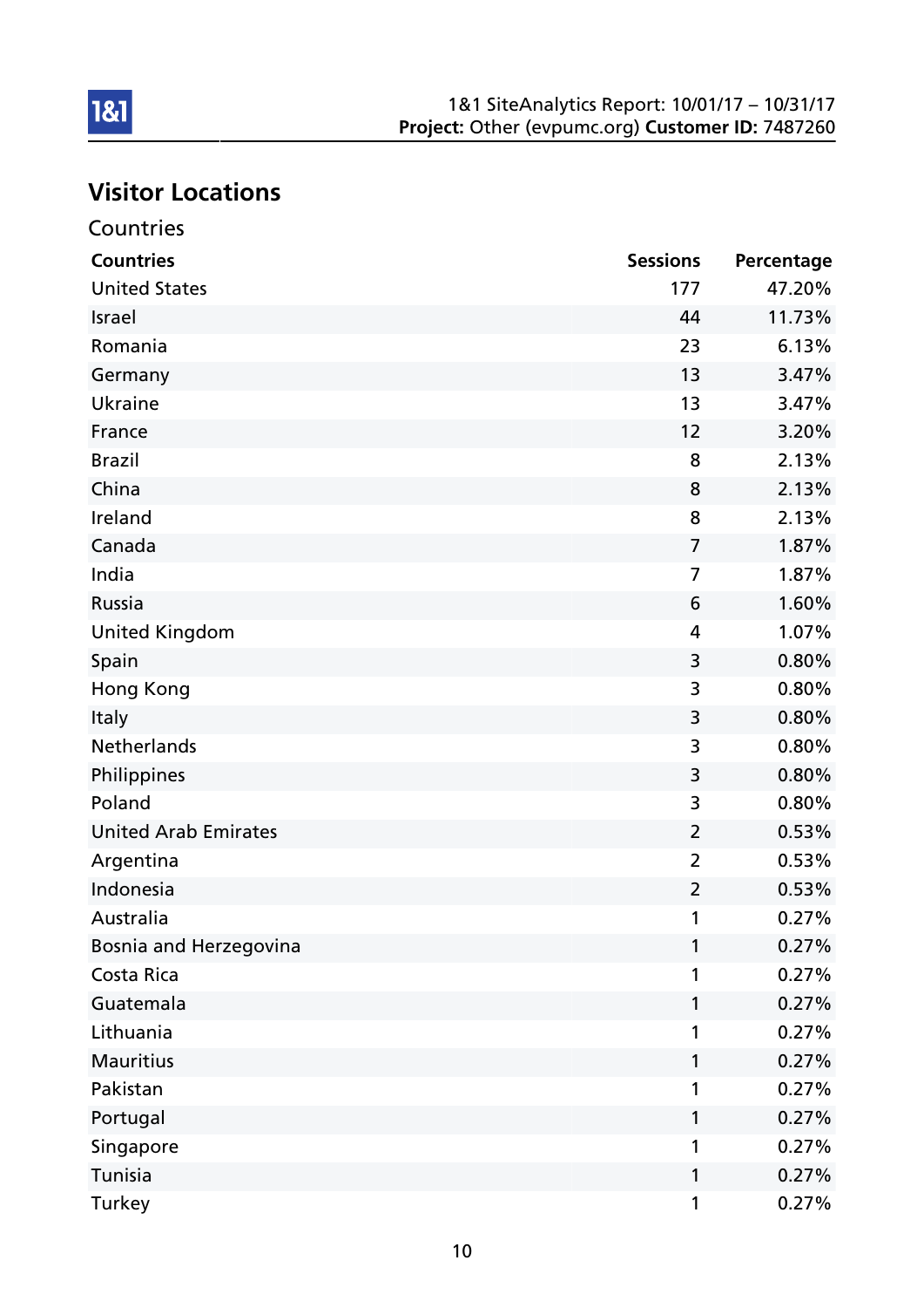## Visitor Locations

### Countries

| Countries | Sessions | Percentage |
|---|---|---|
| United States | 177 | 47.20% |
| Israel | 44 | 11.73% |
| Romania | 23 | 6.13% |
| Germany | 13 | 3.47% |
| Ukraine | 13 | 3.47% |
| France | 12 | 3.20% |
| Brazil | 8 | 2.13% |
| China | 8 | 2.13% |
| Ireland | 8 | 2.13% |
| Canada | 7 | 1.87% |
| India | 7 | 1.87% |
| Russia | 6 | 1.60% |
| United Kingdom | 4 | 1.07% |
| Spain | 3 | 0.80% |
| Hong Kong | 3 | 0.80% |
| Italy | 3 | 0.80% |
| Netherlands | 3 | 0.80% |
| Philippines | 3 | 0.80% |
| Poland | 3 | 0.80% |
| United Arab Emirates | 2 | 0.53% |
| Argentina | 2 | 0.53% |
| Indonesia | 2 | 0.53% |
| Australia | 1 | 0.27% |
| Bosnia and Herzegovina | 1 | 0.27% |
| Costa Rica | 1 | 0.27% |
| Guatemala | 1 | 0.27% |
| Lithuania | 1 | 0.27% |
| Mauritius | 1 | 0.27% |
| Pakistan | 1 | 0.27% |
| Portugal | 1 | 0.27% |
| Singapore | 1 | 0.27% |
| Tunisia | 1 | 0.27% |
| Turkey | 1 | 0.27% |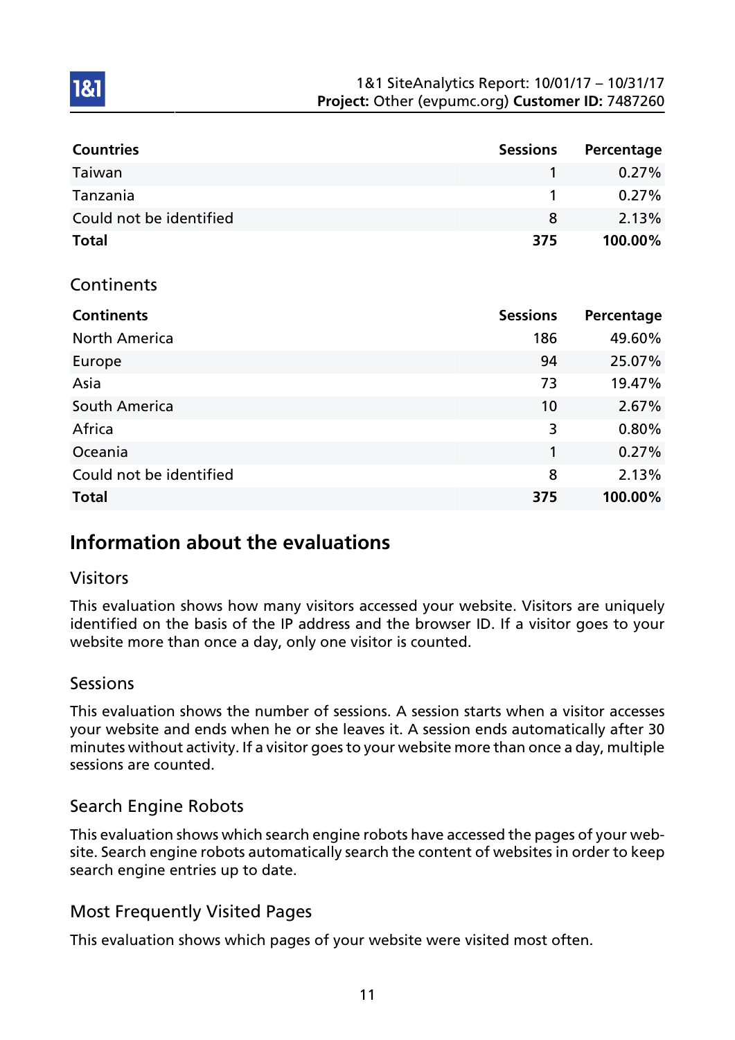| Countries | Sessions | Percentage |
|---|---|---|
| Taiwan | 1 | 0.27% |
| Tanzania | 1 | 0.27% |
| Could not be identified | 8 | 2.13% |
| **Total** | **375** | **100.00%** |

### Continents

| Continents | Sessions | Percentage |
|---|---|---|
| North America | 186 | 49.60% |
| Europe | 94 | 25.07% |
| Asia | 73 | 19.47% |
| South America | 10 | 2.67% |
| Africa | 3 | 0.80% |
| Oceania | 1 | 0.27% |
| Could not be identified | 8 | 2.13% |
| **Total** | **375** | **100.00%** |

## Information about the evaluations

### Visitors

This evaluation shows how many visitors accessed your website. Visitors are uniquely identified on the basis of the IP address and the browser ID. If a visitor goes to your website more than once a day, only one visitor is counted.

### Sessions

This evaluation shows the number of sessions. A session starts when a visitor accesses your website and ends when he or she leaves it. A session ends automatically after 30 minutes without activity. If a visitor goes to your website more than once a day, multiple sessions are counted.

### Search Engine Robots

This evaluation shows which search engine robots have accessed the pages of your website. Search engine robots automatically search the content of websites in order to keep search engine entries up to date.

### Most Frequently Visited Pages

This evaluation shows which pages of your website were visited most often.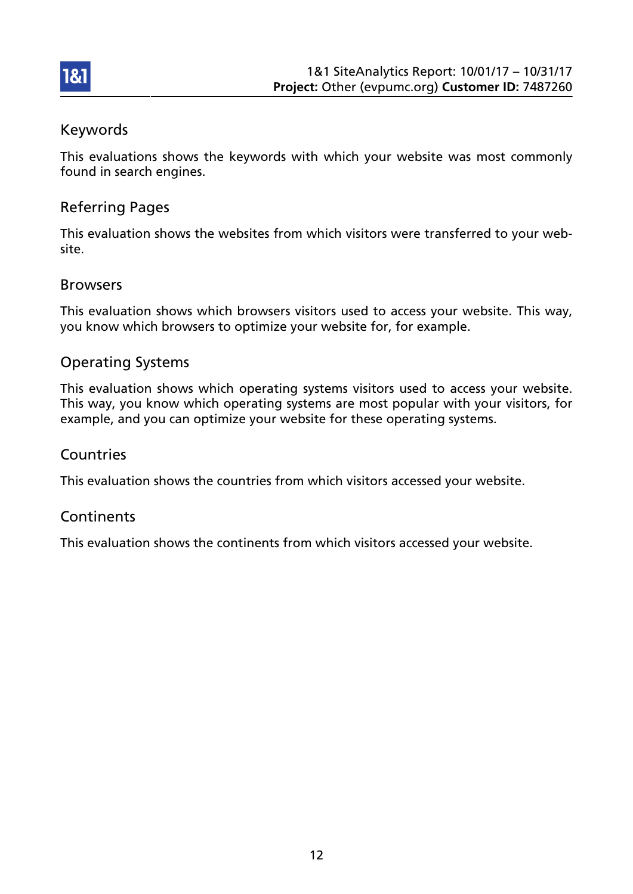## Keywords

This evaluations shows the keywords with which your website was most commonly found in search engines.

## Referring Pages

This evaluation shows the websites from which visitors were transferred to your website.

## Browsers

This evaluation shows which browsers visitors used to access your website. This way, you know which browsers to optimize your website for, for example.

## Operating Systems

This evaluation shows which operating systems visitors used to access your website. This way, you know which operating systems are most popular with your visitors, for example, and you can optimize your website for these operating systems.

## Countries

This evaluation shows the countries from which visitors accessed your website.

## Continents

This evaluation shows the continents from which visitors accessed your website.